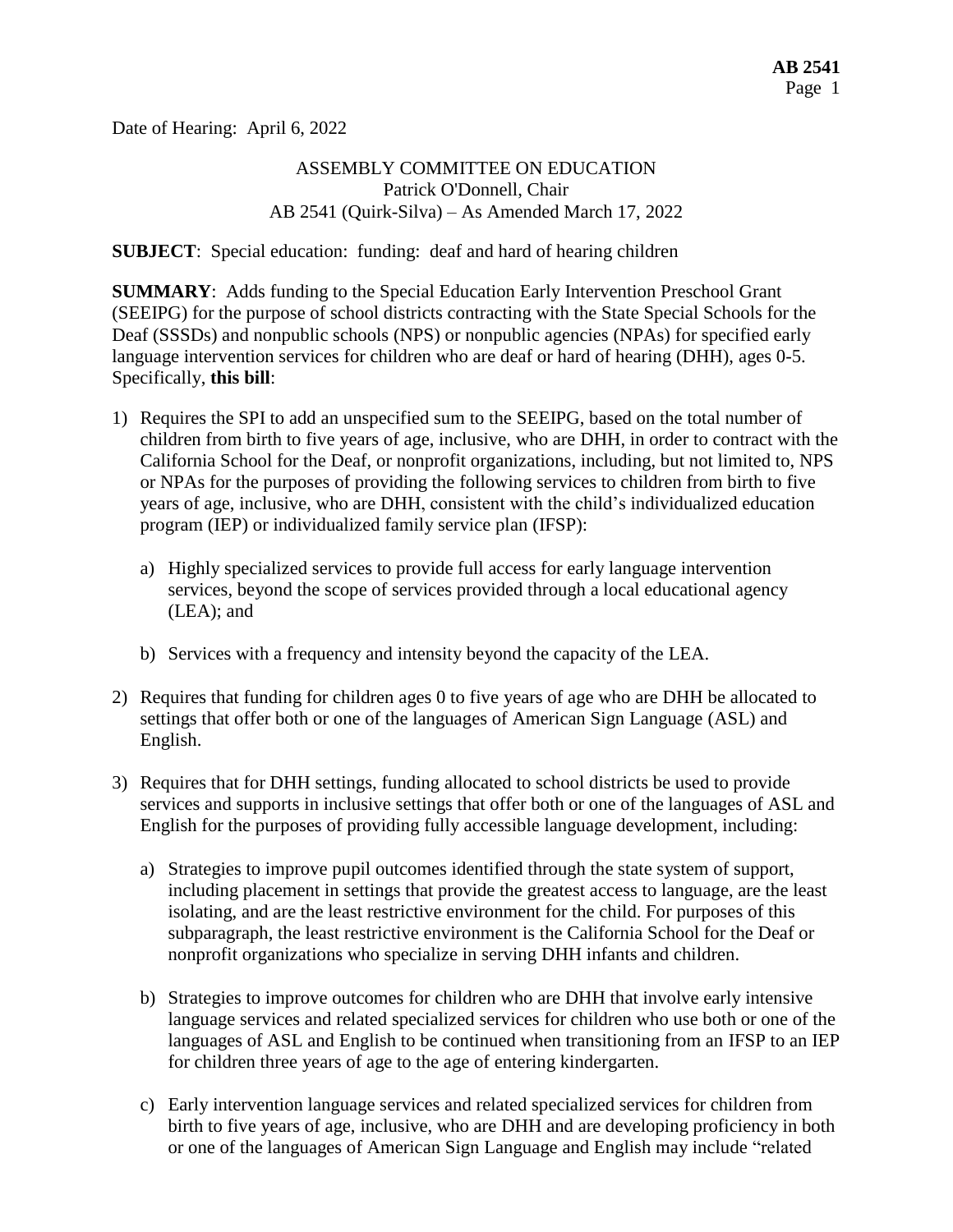Date of Hearing: April 6, 2022

ASSEMBLY COMMITTEE ON EDUCATION
Patrick O'Donnell, Chair
AB 2541 (Quirk-Silva) – As Amended March 17, 2022

**SUBJECT**: Special education: funding: deaf and hard of hearing children

**SUMMARY**: Adds funding to the Special Education Early Intervention Preschool Grant (SEEIPG) for the purpose of school districts contracting with the State Special Schools for the Deaf (SSSDs) and nonpublic schools (NPS) or nonpublic agencies (NPAs) for specified early language intervention services for children who are deaf or hard of hearing (DHH), ages 0-5. Specifically, **this bill**:

1) Requires the SPI to add an unspecified sum to the SEEIPG, based on the total number of children from birth to five years of age, inclusive, who are DHH, in order to contract with the California School for the Deaf, or nonprofit organizations, including, but not limited to, NPS or NPAs for the purposes of providing the following services to children from birth to five years of age, inclusive, who are DHH, consistent with the child's individualized education program (IEP) or individualized family service plan (IFSP):

   a) Highly specialized services to provide full access for early language intervention services, beyond the scope of services provided through a local educational agency (LEA); and

   b) Services with a frequency and intensity beyond the capacity of the LEA.

2) Requires that funding for children ages 0 to five years of age who are DHH be allocated to settings that offer both or one of the languages of American Sign Language (ASL) and English.

3) Requires that for DHH settings, funding allocated to school districts be used to provide services and supports in inclusive settings that offer both or one of the languages of ASL and English for the purposes of providing fully accessible language development, including:

   a) Strategies to improve pupil outcomes identified through the state system of support, including placement in settings that provide the greatest access to language, are the least isolating, and are the least restrictive environment for the child. For purposes of this subparagraph, the least restrictive environment is the California School for the Deaf or nonprofit organizations who specialize in serving DHH infants and children.

   b) Strategies to improve outcomes for children who are DHH that involve early intensive language services and related specialized services for children who use both or one of the languages of ASL and English to be continued when transitioning from an IFSP to an IEP for children three years of age to the age of entering kindergarten.

   c) Early intervention language services and related specialized services for children from birth to five years of age, inclusive, who are DHH and are developing proficiency in both or one of the languages of American Sign Language and English may include "related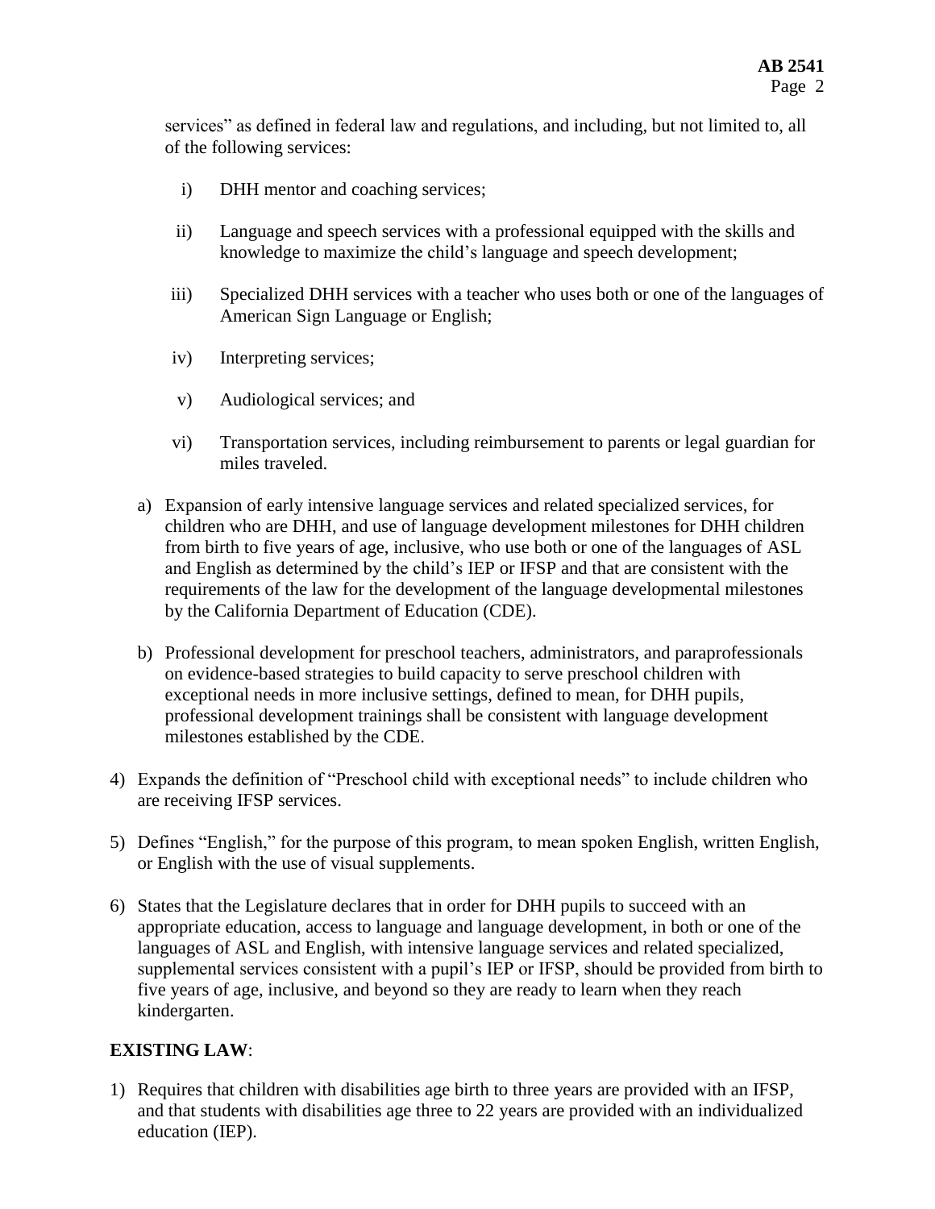services" as defined in federal law and regulations, and including, but not limited to, all of the following services:

i) DHH mentor and coaching services;

ii) Language and speech services with a professional equipped with the skills and knowledge to maximize the child's language and speech development;

iii) Specialized DHH services with a teacher who uses both or one of the languages of American Sign Language or English;

iv) Interpreting services;

v) Audiological services; and

vi) Transportation services, including reimbursement to parents or legal guardian for miles traveled.

a) Expansion of early intensive language services and related specialized services, for children who are DHH, and use of language development milestones for DHH children from birth to five years of age, inclusive, who use both or one of the languages of ASL and English as determined by the child's IEP or IFSP and that are consistent with the requirements of the law for the development of the language developmental milestones by the California Department of Education (CDE).

b) Professional development for preschool teachers, administrators, and paraprofessionals on evidence-based strategies to build capacity to serve preschool children with exceptional needs in more inclusive settings, defined to mean, for DHH pupils, professional development trainings shall be consistent with language development milestones established by the CDE.

4) Expands the definition of "Preschool child with exceptional needs" to include children who are receiving IFSP services.

5) Defines "English," for the purpose of this program, to mean spoken English, written English, or English with the use of visual supplements.

6) States that the Legislature declares that in order for DHH pupils to succeed with an appropriate education, access to language and language development, in both or one of the languages of ASL and English, with intensive language services and related specialized, supplemental services consistent with a pupil's IEP or IFSP, should be provided from birth to five years of age, inclusive, and beyond so they are ready to learn when they reach kindergarten.

**EXISTING LAW**:

1) Requires that children with disabilities age birth to three years are provided with an IFSP, and that students with disabilities age three to 22 years are provided with an individualized education (IEP).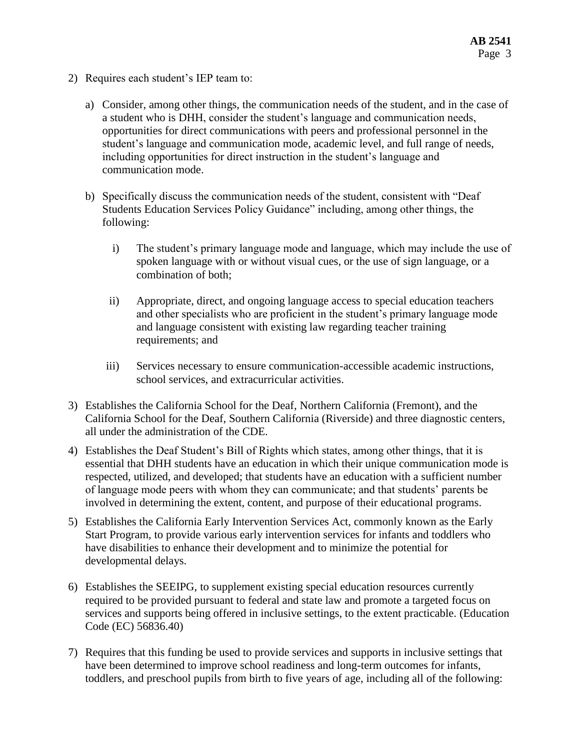2) Requires each student's IEP team to:

   a) Consider, among other things, the communication needs of the student, and in the case of a student who is DHH, consider the student's language and communication needs, opportunities for direct communications with peers and professional personnel in the student's language and communication mode, academic level, and full range of needs, including opportunities for direct instruction in the student's language and communication mode.

   b) Specifically discuss the communication needs of the student, consistent with "Deaf Students Education Services Policy Guidance" including, among other things, the following:

      i) The student's primary language mode and language, which may include the use of spoken language with or without visual cues, or the use of sign language, or a combination of both;

      ii) Appropriate, direct, and ongoing language access to special education teachers and other specialists who are proficient in the student's primary language mode and language consistent with existing law regarding teacher training requirements; and

      iii) Services necessary to ensure communication-accessible academic instructions, school services, and extracurricular activities.

3) Establishes the California School for the Deaf, Northern California (Fremont), and the California School for the Deaf, Southern California (Riverside) and three diagnostic centers, all under the administration of the CDE.

4) Establishes the Deaf Student's Bill of Rights which states, among other things, that it is essential that DHH students have an education in which their unique communication mode is respected, utilized, and developed; that students have an education with a sufficient number of language mode peers with whom they can communicate; and that students' parents be involved in determining the extent, content, and purpose of their educational programs.

5) Establishes the California Early Intervention Services Act, commonly known as the Early Start Program, to provide various early intervention services for infants and toddlers who have disabilities to enhance their development and to minimize the potential for developmental delays.

6) Establishes the SEEIPG, to supplement existing special education resources currently required to be provided pursuant to federal and state law and promote a targeted focus on services and supports being offered in inclusive settings, to the extent practicable. (Education Code (EC) 56836.40)

7) Requires that this funding be used to provide services and supports in inclusive settings that have been determined to improve school readiness and long-term outcomes for infants, toddlers, and preschool pupils from birth to five years of age, including all of the following: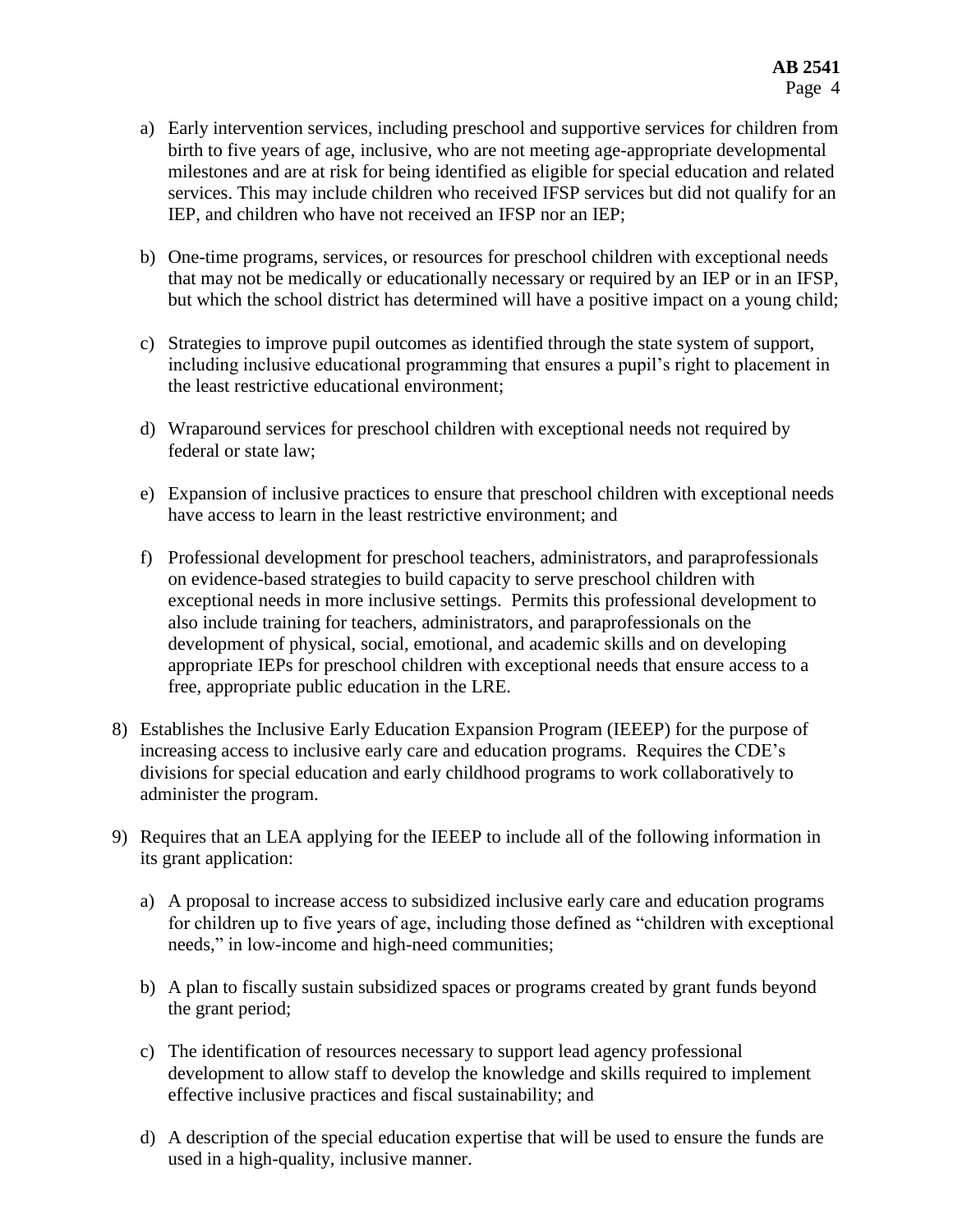a) Early intervention services, including preschool and supportive services for children from birth to five years of age, inclusive, who are not meeting age-appropriate developmental milestones and are at risk for being identified as eligible for special education and related services. This may include children who received IFSP services but did not qualify for an IEP, and children who have not received an IFSP nor an IEP;

b) One-time programs, services, or resources for preschool children with exceptional needs that may not be medically or educationally necessary or required by an IEP or in an IFSP, but which the school district has determined will have a positive impact on a young child;

c) Strategies to improve pupil outcomes as identified through the state system of support, including inclusive educational programming that ensures a pupil's right to placement in the least restrictive educational environment;

d) Wraparound services for preschool children with exceptional needs not required by federal or state law;

e) Expansion of inclusive practices to ensure that preschool children with exceptional needs have access to learn in the least restrictive environment; and

f) Professional development for preschool teachers, administrators, and paraprofessionals on evidence-based strategies to build capacity to serve preschool children with exceptional needs in more inclusive settings. Permits this professional development to also include training for teachers, administrators, and paraprofessionals on the development of physical, social, emotional, and academic skills and on developing appropriate IEPs for preschool children with exceptional needs that ensure access to a free, appropriate public education in the LRE.

8) Establishes the Inclusive Early Education Expansion Program (IEEEP) for the purpose of increasing access to inclusive early care and education programs. Requires the CDE's divisions for special education and early childhood programs to work collaboratively to administer the program.

9) Requires that an LEA applying for the IEEEP to include all of the following information in its grant application:

a) A proposal to increase access to subsidized inclusive early care and education programs for children up to five years of age, including those defined as "children with exceptional needs," in low-income and high-need communities;

b) A plan to fiscally sustain subsidized spaces or programs created by grant funds beyond the grant period;

c) The identification of resources necessary to support lead agency professional development to allow staff to develop the knowledge and skills required to implement effective inclusive practices and fiscal sustainability; and

d) A description of the special education expertise that will be used to ensure the funds are used in a high-quality, inclusive manner.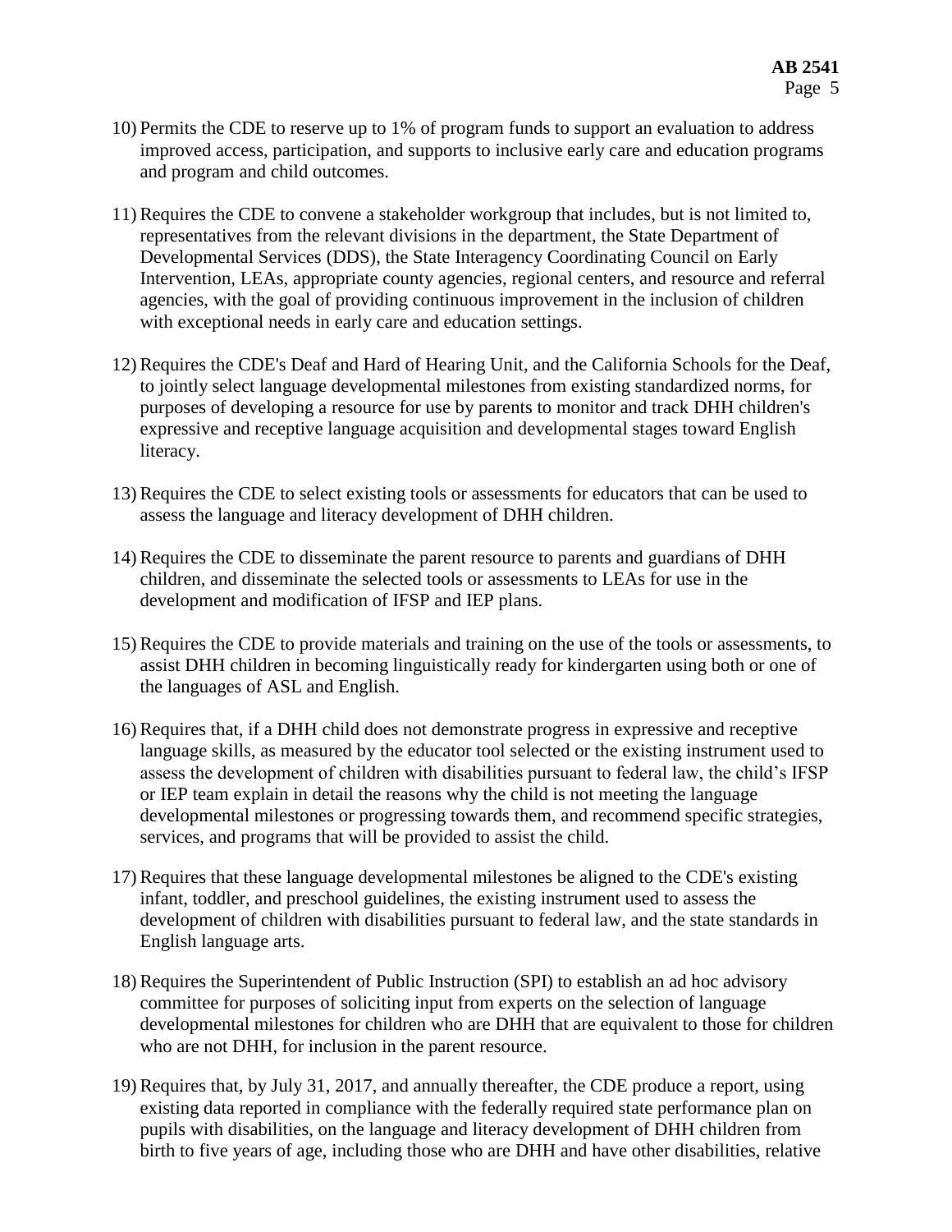10) Permits the CDE to reserve up to 1% of program funds to support an evaluation to address improved access, participation, and supports to inclusive early care and education programs and program and child outcomes.

11) Requires the CDE to convene a stakeholder workgroup that includes, but is not limited to, representatives from the relevant divisions in the department, the State Department of Developmental Services (DDS), the State Interagency Coordinating Council on Early Intervention, LEAs, appropriate county agencies, regional centers, and resource and referral agencies, with the goal of providing continuous improvement in the inclusion of children with exceptional needs in early care and education settings.

12) Requires the CDE's Deaf and Hard of Hearing Unit, and the California Schools for the Deaf, to jointly select language developmental milestones from existing standardized norms, for purposes of developing a resource for use by parents to monitor and track DHH children's expressive and receptive language acquisition and developmental stages toward English literacy.

13) Requires the CDE to select existing tools or assessments for educators that can be used to assess the language and literacy development of DHH children.

14) Requires the CDE to disseminate the parent resource to parents and guardians of DHH children, and disseminate the selected tools or assessments to LEAs for use in the development and modification of IFSP and IEP plans.

15) Requires the CDE to provide materials and training on the use of the tools or assessments, to assist DHH children in becoming linguistically ready for kindergarten using both or one of the languages of ASL and English.

16) Requires that, if a DHH child does not demonstrate progress in expressive and receptive language skills, as measured by the educator tool selected or the existing instrument used to assess the development of children with disabilities pursuant to federal law, the child's IFSP or IEP team explain in detail the reasons why the child is not meeting the language developmental milestones or progressing towards them, and recommend specific strategies, services, and programs that will be provided to assist the child.

17) Requires that these language developmental milestones be aligned to the CDE's existing infant, toddler, and preschool guidelines, the existing instrument used to assess the development of children with disabilities pursuant to federal law, and the state standards in English language arts.

18) Requires the Superintendent of Public Instruction (SPI) to establish an ad hoc advisory committee for purposes of soliciting input from experts on the selection of language developmental milestones for children who are DHH that are equivalent to those for children who are not DHH, for inclusion in the parent resource.

19) Requires that, by July 31, 2017, and annually thereafter, the CDE produce a report, using existing data reported in compliance with the federally required state performance plan on pupils with disabilities, on the language and literacy development of DHH children from birth to five years of age, including those who are DHH and have other disabilities, relative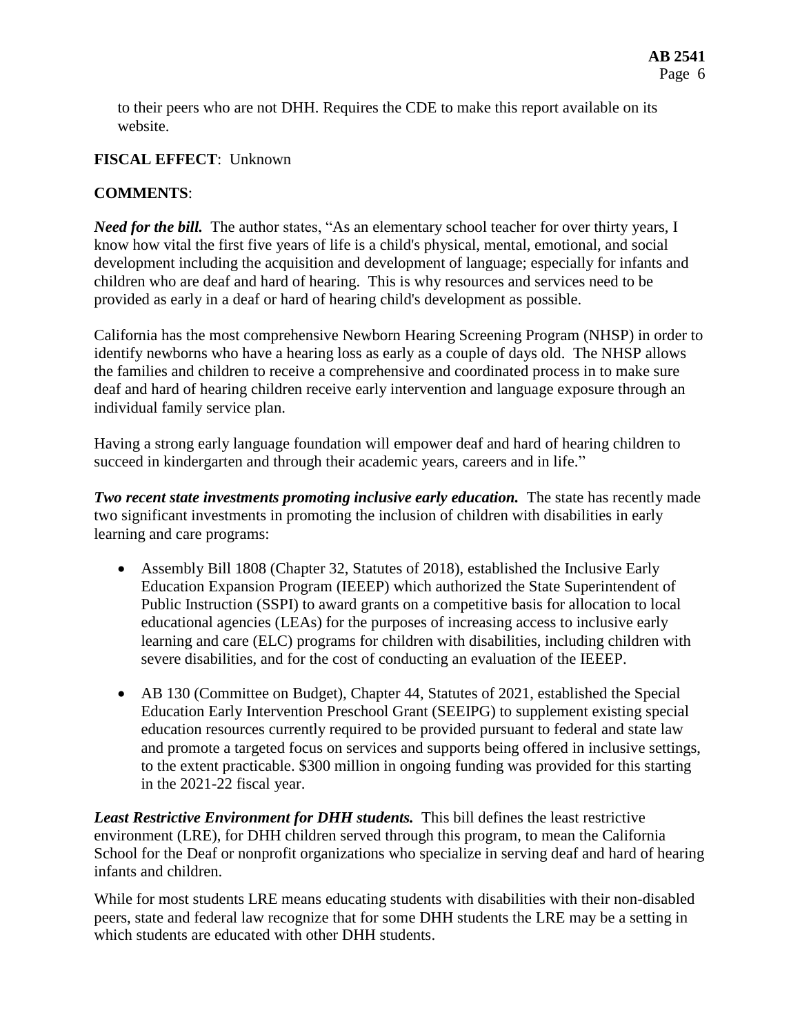to their peers who are not DHH. Requires the CDE to make this report available on its website.

**FISCAL EFFECT**: Unknown

**COMMENTS**:

***Need for the bill.*** The author states, "As an elementary school teacher for over thirty years, I know how vital the first five years of life is a child's physical, mental, emotional, and social development including the acquisition and development of language; especially for infants and children who are deaf and hard of hearing. This is why resources and services need to be provided as early in a deaf or hard of hearing child's development as possible.

California has the most comprehensive Newborn Hearing Screening Program (NHSP) in order to identify newborns who have a hearing loss as early as a couple of days old. The NHSP allows the families and children to receive a comprehensive and coordinated process in to make sure deaf and hard of hearing children receive early intervention and language exposure through an individual family service plan.

Having a strong early language foundation will empower deaf and hard of hearing children to succeed in kindergarten and through their academic years, careers and in life."

***Two recent state investments promoting inclusive early education.*** The state has recently made two significant investments in promoting the inclusion of children with disabilities in early learning and care programs:

- Assembly Bill 1808 (Chapter 32, Statutes of 2018), established the Inclusive Early Education Expansion Program (IEEEP) which authorized the State Superintendent of Public Instruction (SSPI) to award grants on a competitive basis for allocation to local educational agencies (LEAs) for the purposes of increasing access to inclusive early learning and care (ELC) programs for children with disabilities, including children with severe disabilities, and for the cost of conducting an evaluation of the IEEEP.
- AB 130 (Committee on Budget), Chapter 44, Statutes of 2021, established the Special Education Early Intervention Preschool Grant (SEEIPG) to supplement existing special education resources currently required to be provided pursuant to federal and state law and promote a targeted focus on services and supports being offered in inclusive settings, to the extent practicable. $300 million in ongoing funding was provided for this starting in the 2021-22 fiscal year.

***Least Restrictive Environment for DHH students.*** This bill defines the least restrictive environment (LRE), for DHH children served through this program, to mean the California School for the Deaf or nonprofit organizations who specialize in serving deaf and hard of hearing infants and children.

While for most students LRE means educating students with disabilities with their non-disabled peers, state and federal law recognize that for some DHH students the LRE may be a setting in which students are educated with other DHH students.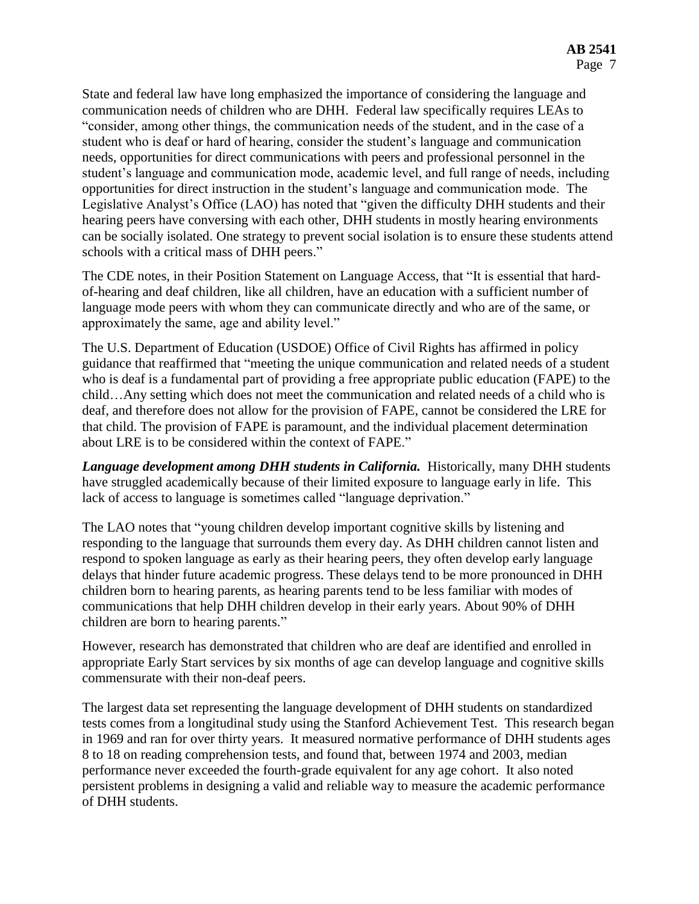State and federal law have long emphasized the importance of considering the language and communication needs of children who are DHH. Federal law specifically requires LEAs to "consider, among other things, the communication needs of the student, and in the case of a student who is deaf or hard of hearing, consider the student's language and communication needs, opportunities for direct communications with peers and professional personnel in the student's language and communication mode, academic level, and full range of needs, including opportunities for direct instruction in the student's language and communication mode. The Legislative Analyst's Office (LAO) has noted that "given the difficulty DHH students and their hearing peers have conversing with each other, DHH students in mostly hearing environments can be socially isolated. One strategy to prevent social isolation is to ensure these students attend schools with a critical mass of DHH peers."

The CDE notes, in their Position Statement on Language Access, that "It is essential that hard-of-hearing and deaf children, like all children, have an education with a sufficient number of language mode peers with whom they can communicate directly and who are of the same, or approximately the same, age and ability level."

The U.S. Department of Education (USDOE) Office of Civil Rights has affirmed in policy guidance that reaffirmed that "meeting the unique communication and related needs of a student who is deaf is a fundamental part of providing a free appropriate public education (FAPE) to the child…Any setting which does not meet the communication and related needs of a child who is deaf, and therefore does not allow for the provision of FAPE, cannot be considered the LRE for that child. The provision of FAPE is paramount, and the individual placement determination about LRE is to be considered within the context of FAPE."

***Language development among DHH students in California.*** Historically, many DHH students have struggled academically because of their limited exposure to language early in life. This lack of access to language is sometimes called "language deprivation."

The LAO notes that "young children develop important cognitive skills by listening and responding to the language that surrounds them every day. As DHH children cannot listen and respond to spoken language as early as their hearing peers, they often develop early language delays that hinder future academic progress. These delays tend to be more pronounced in DHH children born to hearing parents, as hearing parents tend to be less familiar with modes of communications that help DHH children develop in their early years. About 90% of DHH children are born to hearing parents."

However, research has demonstrated that children who are deaf are identified and enrolled in appropriate Early Start services by six months of age can develop language and cognitive skills commensurate with their non-deaf peers.

The largest data set representing the language development of DHH students on standardized tests comes from a longitudinal study using the Stanford Achievement Test. This research began in 1969 and ran for over thirty years. It measured normative performance of DHH students ages 8 to 18 on reading comprehension tests, and found that, between 1974 and 2003, median performance never exceeded the fourth-grade equivalent for any age cohort. It also noted persistent problems in designing a valid and reliable way to measure the academic performance of DHH students.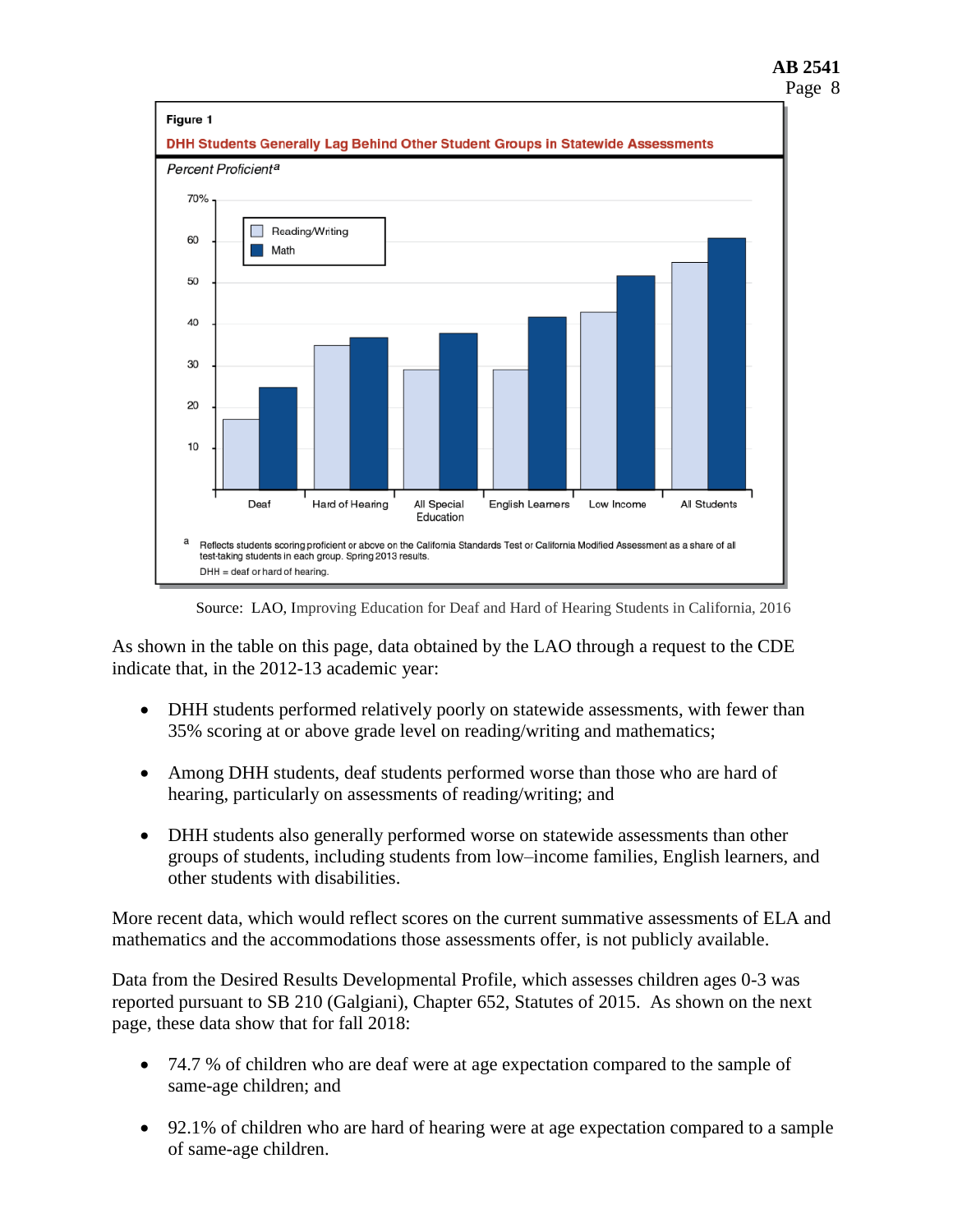Figure 1

**DHH Students Generally Lag Behind Other Student Groups in Statewide Assessments**

*Percent Proficient*[a]

| | Deaf | Hard of Hearing | All Special Education | English Learners | Low Income | All Students |
|---|---|---|---|---|---|---|
| Reading/Writing | 17 | 35 | 29 | 29 | 43 | 55 |
| Math | 25 | 37 | 38 | 42 | 52 | 61 |

[a] Reflects students scoring proficient or above on the California Standards Test or California Modified Assessment as a share of all test-taking students in each group. Spring 2013 results.

DHH = deaf or hard of hearing.

Source: LAO, Improving Education for Deaf and Hard of Hearing Students in California, 2016

As shown in the table on this page, data obtained by the LAO through a request to the CDE indicate that, in the 2012-13 academic year:

- DHH students performed relatively poorly on statewide assessments, with fewer than 35% scoring at or above grade level on reading/writing and mathematics;
- Among DHH students, deaf students performed worse than those who are hard of hearing, particularly on assessments of reading/writing; and
- DHH students also generally performed worse on statewide assessments than other groups of students, including students from low–income families, English learners, and other students with disabilities.

More recent data, which would reflect scores on the current summative assessments of ELA and mathematics and the accommodations those assessments offer, is not publicly available.

Data from the Desired Results Developmental Profile, which assesses children ages 0-3 was reported pursuant to SB 210 (Galgiani), Chapter 652, Statutes of 2015. As shown on the next page, these data show that for fall 2018:

- 74.7 % of children who are deaf were at age expectation compared to the sample of same-age children; and
- 92.1% of children who are hard of hearing were at age expectation compared to a sample of same-age children.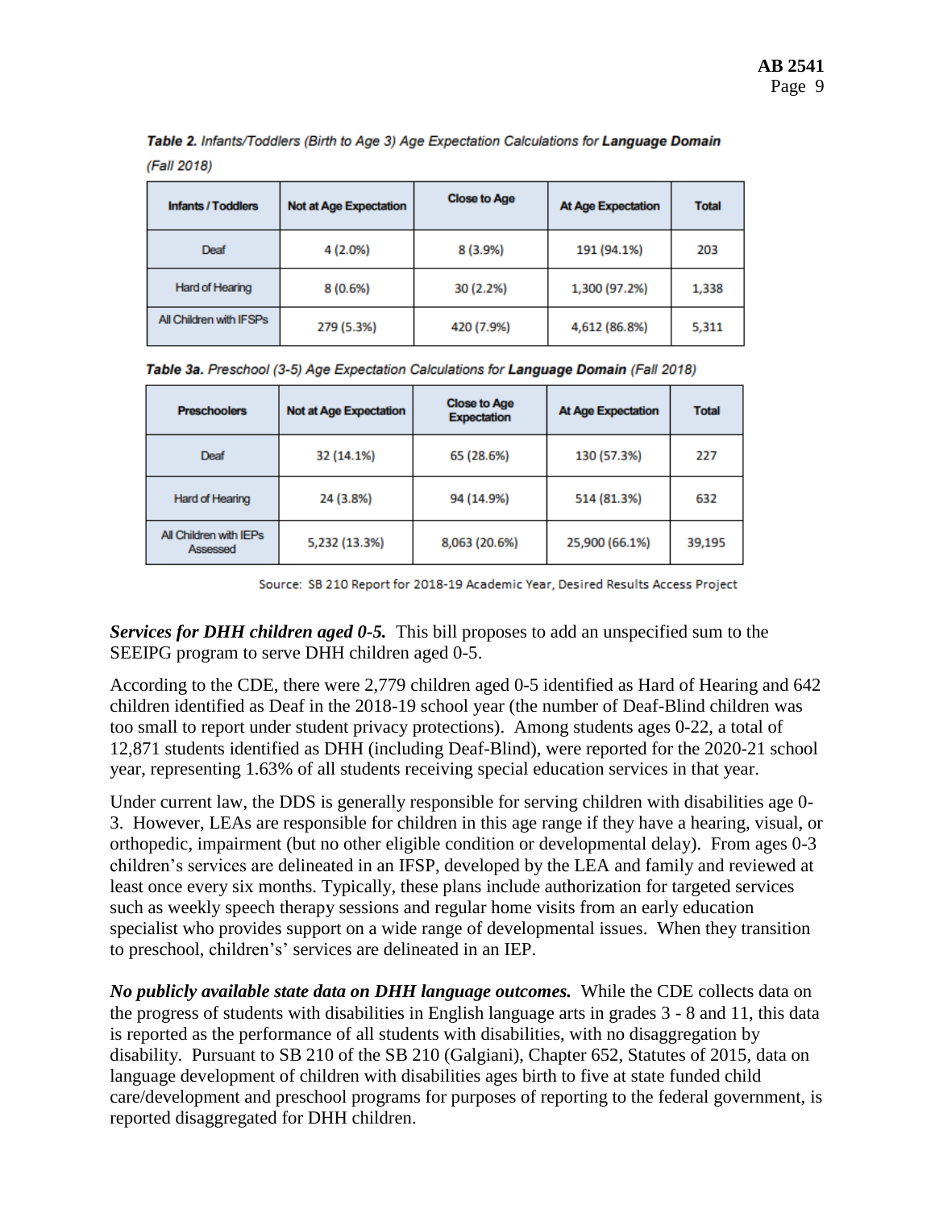**Table 2.** Infants/Toddlers (Birth to Age 3) Age Expectation Calculations for **Language Domain** (Fall 2018)

| Infants / Toddlers | Not at Age Expectation | Close to Age | At Age Expectation | Total |
|---|---|---|---|---|
| Deaf | 4 (2.0%) | 8 (3.9%) | 191 (94.1%) | 203 |
| Hard of Hearing | 8 (0.6%) | 30 (2.2%) | 1,300 (97.2%) | 1,338 |
| All Children with IFSPs | 279 (5.3%) | 420 (7.9%) | 4,612 (86.8%) | 5,311 |

**Table 3a.** Preschool (3-5) Age Expectation Calculations for **Language Domain** (Fall 2018)

| Preschoolers | Not at Age Expectation | Close to Age Expectation | At Age Expectation | Total |
|---|---|---|---|---|
| Deaf | 32 (14.1%) | 65 (28.6%) | 130 (57.3%) | 227 |
| Hard of Hearing | 24 (3.8%) | 94 (14.9%) | 514 (81.3%) | 632 |
| All Children with IEPs Assessed | 5,232 (13.3%) | 8,063 (20.6%) | 25,900 (66.1%) | 39,195 |

Source: SB 210 Report for 2018-19 Academic Year, Desired Results Access Project

***Services for DHH children aged 0-5.*** This bill proposes to add an unspecified sum to the SEEIPG program to serve DHH children aged 0-5.

According to the CDE, there were 2,779 children aged 0-5 identified as Hard of Hearing and 642 children identified as Deaf in the 2018-19 school year (the number of Deaf-Blind children was too small to report under student privacy protections). Among students ages 0-22, a total of 12,871 students identified as DHH (including Deaf-Blind), were reported for the 2020-21 school year, representing 1.63% of all students receiving special education services in that year.

Under current law, the DDS is generally responsible for serving children with disabilities age 0-3. However, LEAs are responsible for children in this age range if they have a hearing, visual, or orthopedic, impairment (but no other eligible condition or developmental delay). From ages 0-3 children's services are delineated in an IFSP, developed by the LEA and family and reviewed at least once every six months. Typically, these plans include authorization for targeted services such as weekly speech therapy sessions and regular home visits from an early education specialist who provides support on a wide range of developmental issues. When they transition to preschool, children's' services are delineated in an IEP.

***No publicly available state data on DHH language outcomes.*** While the CDE collects data on the progress of students with disabilities in English language arts in grades 3 - 8 and 11, this data is reported as the performance of all students with disabilities, with no disaggregation by disability. Pursuant to SB 210 of the SB 210 (Galgiani), Chapter 652, Statutes of 2015, data on language development of children with disabilities ages birth to five at state funded child care/development and preschool programs for purposes of reporting to the federal government, is reported disaggregated for DHH children.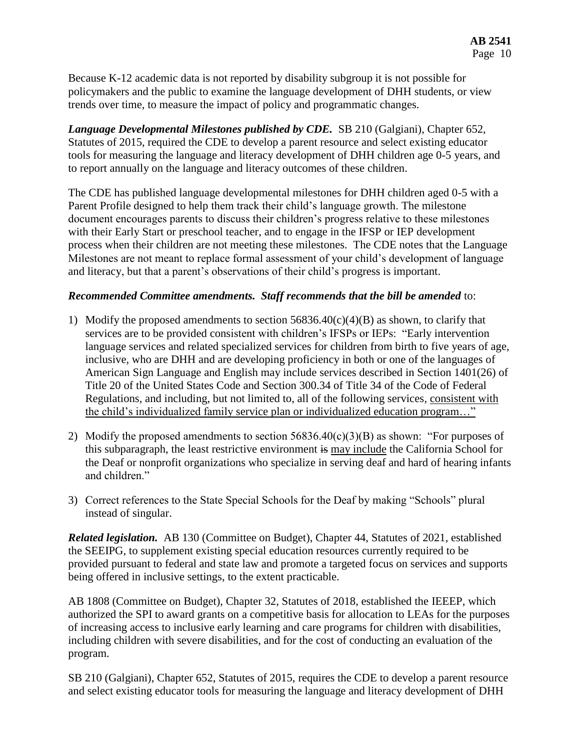Because K-12 academic data is not reported by disability subgroup it is not possible for policymakers and the public to examine the language development of DHH students, or view trends over time, to measure the impact of policy and programmatic changes.

***Language Developmental Milestones published by CDE.*** SB 210 (Galgiani), Chapter 652, Statutes of 2015, required the CDE to develop a parent resource and select existing educator tools for measuring the language and literacy development of DHH children age 0-5 years, and to report annually on the language and literacy outcomes of these children.

The CDE has published language developmental milestones for DHH children aged 0-5 with a Parent Profile designed to help them track their child's language growth. The milestone document encourages parents to discuss their children's progress relative to these milestones with their Early Start or preschool teacher, and to engage in the IFSP or IEP development process when their children are not meeting these milestones. The CDE notes that the Language Milestones are not meant to replace formal assessment of your child's development of language and literacy, but that a parent's observations of their child's progress is important.

***Recommended Committee amendments. Staff recommends that the bill be amended*** to:

1) Modify the proposed amendments to section 56836.40(c)(4)(B) as shown, to clarify that services are to be provided consistent with children's IFSPs or IEPs: "Early intervention language services and related specialized services for children from birth to five years of age, inclusive, who are DHH and are developing proficiency in both or one of the languages of American Sign Language and English may include services described in Section 1401(26) of Title 20 of the United States Code and Section 300.34 of Title 34 of the Code of Federal Regulations, and including, but not limited to, all of the following services, <u>consistent with the child's individualized family service plan or individualized education program</u>…"

2) Modify the proposed amendments to section 56836.40(c)(3)(B) as shown: "For purposes of this subparagraph, the least restrictive environment ~~is~~ <u>may include</u> the California School for the Deaf or nonprofit organizations who specialize in serving deaf and hard of hearing infants and children."

3) Correct references to the State Special Schools for the Deaf by making "Schools" plural instead of singular.

***Related legislation.*** AB 130 (Committee on Budget), Chapter 44, Statutes of 2021, established the SEEIPG, to supplement existing special education resources currently required to be provided pursuant to federal and state law and promote a targeted focus on services and supports being offered in inclusive settings, to the extent practicable.

AB 1808 (Committee on Budget), Chapter 32, Statutes of 2018, established the IEEEP, which authorized the SPI to award grants on a competitive basis for allocation to LEAs for the purposes of increasing access to inclusive early learning and care programs for children with disabilities, including children with severe disabilities, and for the cost of conducting an evaluation of the program.

SB 210 (Galgiani), Chapter 652, Statutes of 2015, requires the CDE to develop a parent resource and select existing educator tools for measuring the language and literacy development of DHH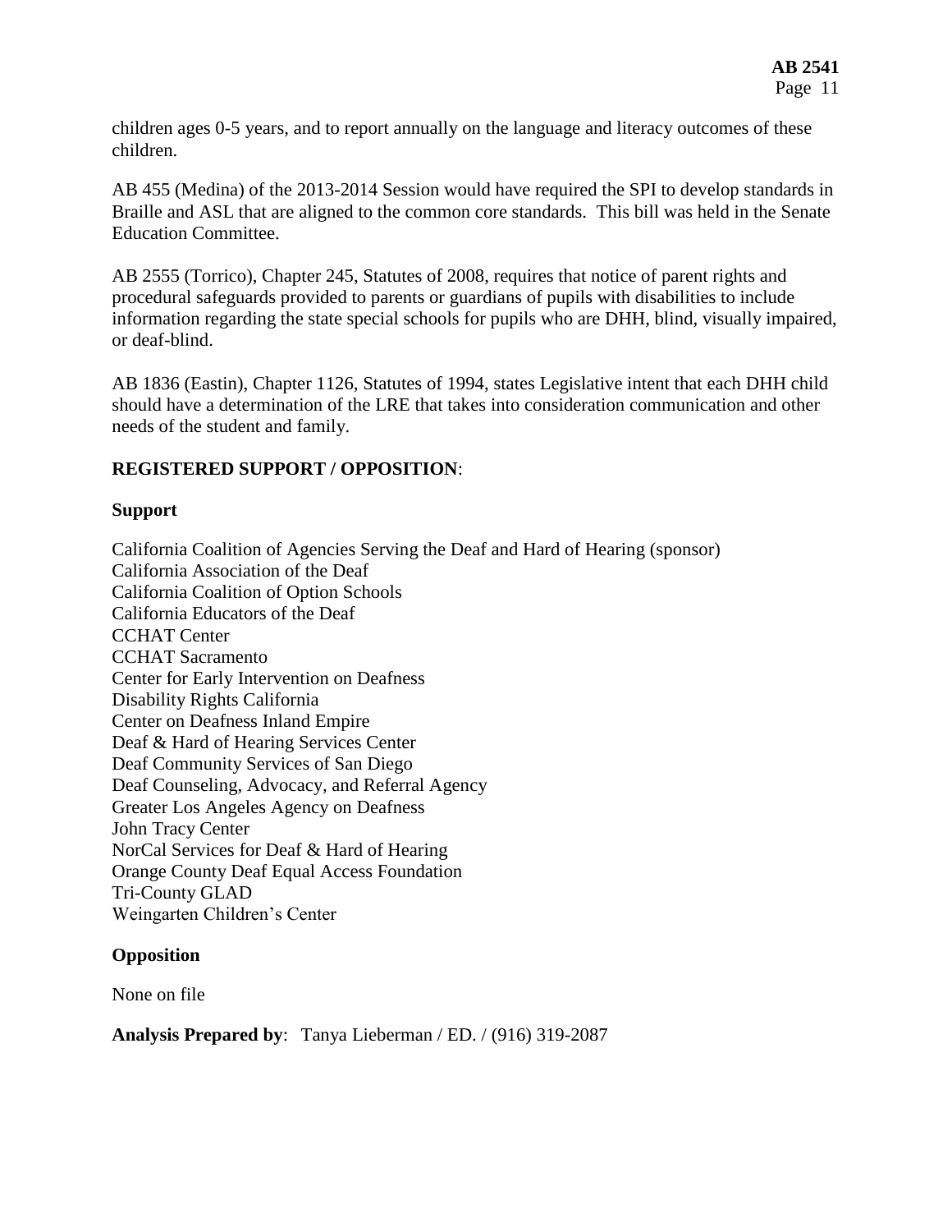children ages 0-5 years, and to report annually on the language and literacy outcomes of these children.

AB 455 (Medina) of the 2013-2014 Session would have required the SPI to develop standards in Braille and ASL that are aligned to the common core standards. This bill was held in the Senate Education Committee.

AB 2555 (Torrico), Chapter 245, Statutes of 2008, requires that notice of parent rights and procedural safeguards provided to parents or guardians of pupils with disabilities to include information regarding the state special schools for pupils who are DHH, blind, visually impaired, or deaf-blind.

AB 1836 (Eastin), Chapter 1126, Statutes of 1994, states Legislative intent that each DHH child should have a determination of the LRE that takes into consideration communication and other needs of the student and family.

## REGISTERED SUPPORT / OPPOSITION:

### Support

California Coalition of Agencies Serving the Deaf and Hard of Hearing (sponsor)
California Association of the Deaf
California Coalition of Option Schools
California Educators of the Deaf
CCHAT Center
CCHAT Sacramento
Center for Early Intervention on Deafness
Disability Rights California
Center on Deafness Inland Empire
Deaf & Hard of Hearing Services Center
Deaf Community Services of San Diego
Deaf Counseling, Advocacy, and Referral Agency
Greater Los Angeles Agency on Deafness
John Tracy Center
NorCal Services for Deaf & Hard of Hearing
Orange County Deaf Equal Access Foundation
Tri-County GLAD
Weingarten Children's Center

### Opposition

None on file

**Analysis Prepared by**: Tanya Lieberman / ED. / (916) 319-2087